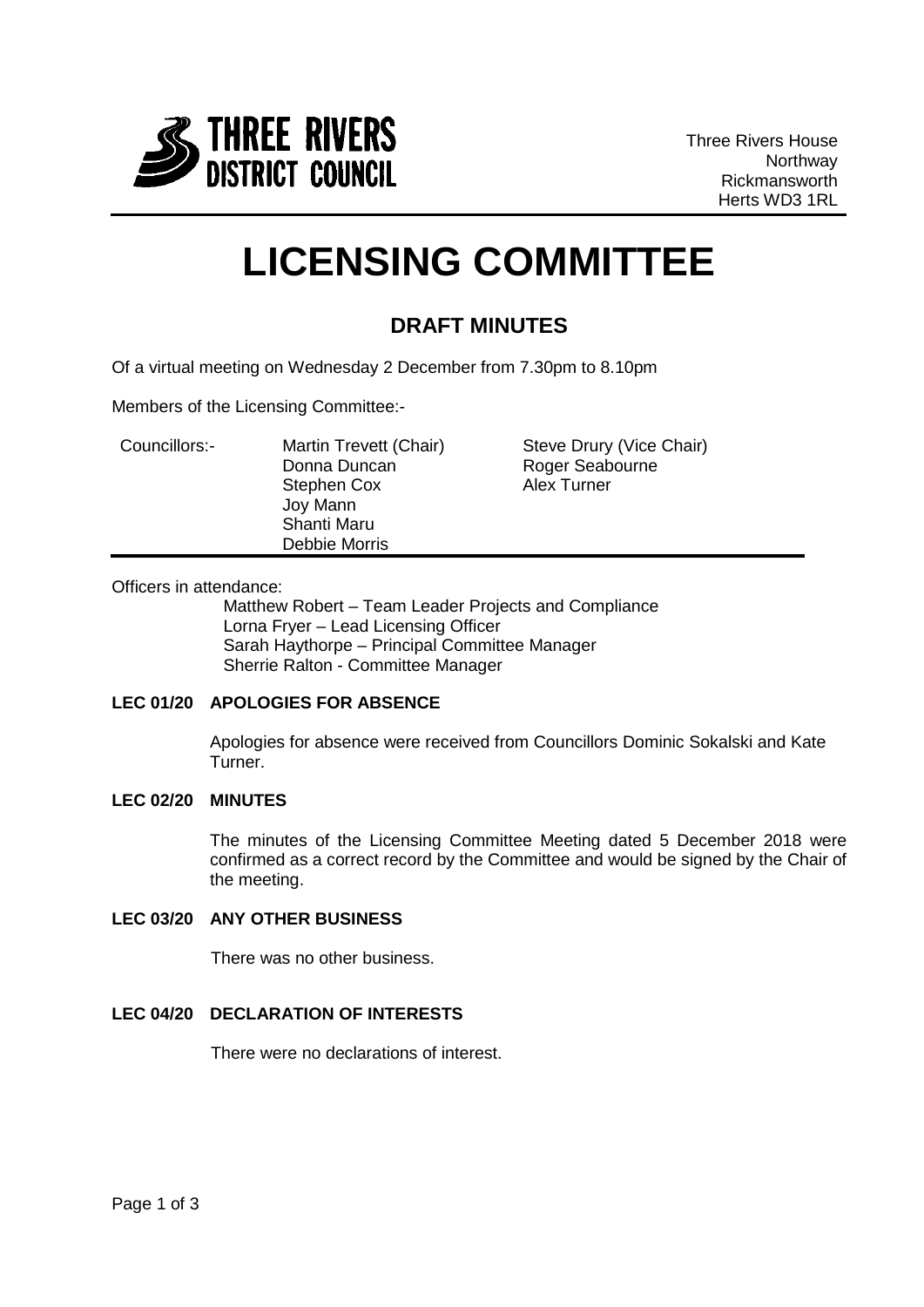THREE RIVERS DISTRICT COUNCIL

Three Rivers House
Northway
Rickmansworth
Herts WD3 1RL

# LICENSING COMMITTEE

## DRAFT MINUTES

Of a virtual meeting on Wednesday 2 December from 7.30pm to 8.10pm

Members of the Licensing Committee:-

| Councillors:- | Martin Trevett (Chair) | Steve Drury (Vice Chair) |
|---|---|---|
| | Donna Duncan | Roger Seabourne |
| | Stephen Cox | Alex Turner |
| | Joy Mann | |
| | Shanti Maru | |
| | Debbie Morris | |

Officers in attendance:

Matthew Robert – Team Leader Projects and Compliance
Lorna Fryer – Lead Licensing Officer
Sarah Haythorpe – Principal Committee Manager
Sherrie Ralton - Committee Manager

**LEC 01/20 APOLOGIES FOR ABSENCE**

Apologies for absence were received from Councillors Dominic Sokalski and Kate Turner.

**LEC 02/20 MINUTES**

The minutes of the Licensing Committee Meeting dated 5 December 2018 were confirmed as a correct record by the Committee and would be signed by the Chair of the meeting.

**LEC 03/20 ANY OTHER BUSINESS**

There was no other business.

**LEC 04/20 DECLARATION OF INTERESTS**

There were no declarations of interest.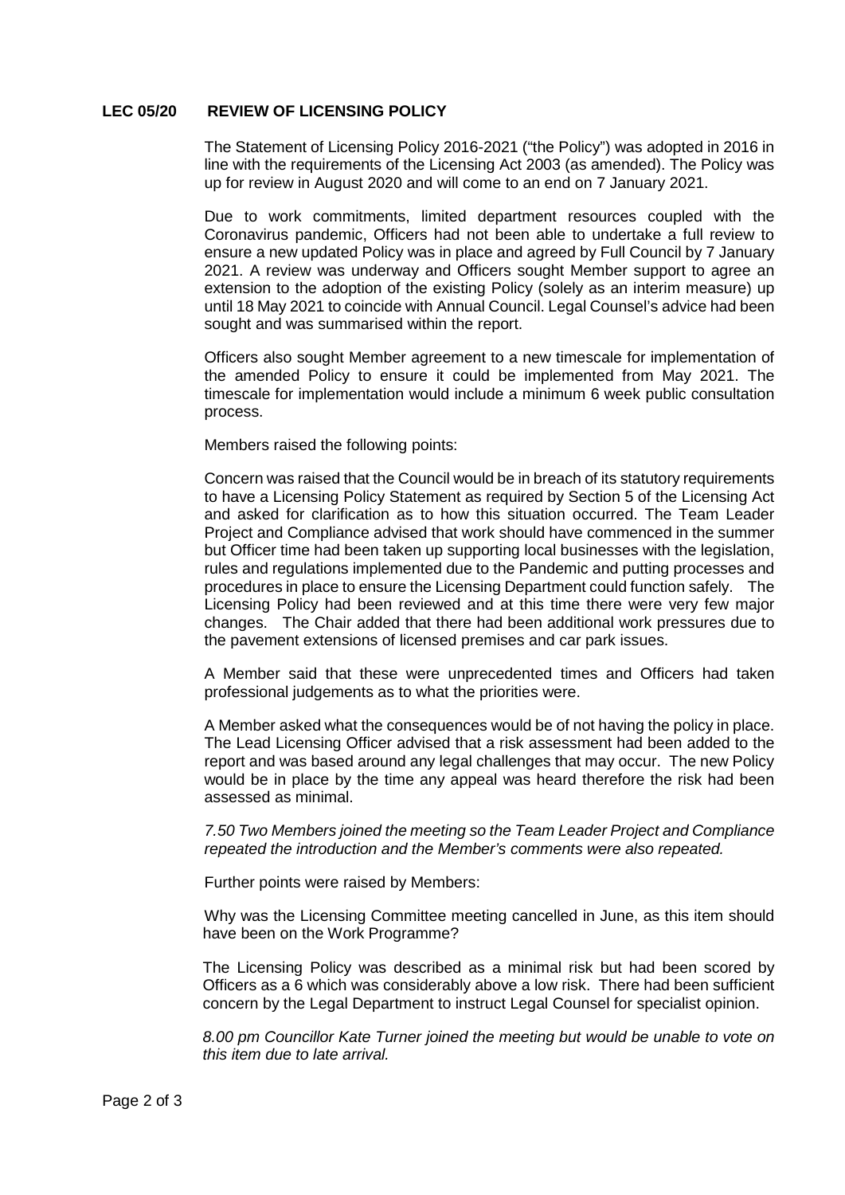**LEC 05/20 REVIEW OF LICENSING POLICY**

The Statement of Licensing Policy 2016-2021 ("the Policy") was adopted in 2016 in line with the requirements of the Licensing Act 2003 (as amended). The Policy was up for review in August 2020 and will come to an end on 7 January 2021.

Due to work commitments, limited department resources coupled with the Coronavirus pandemic, Officers had not been able to undertake a full review to ensure a new updated Policy was in place and agreed by Full Council by 7 January 2021. A review was underway and Officers sought Member support to agree an extension to the adoption of the existing Policy (solely as an interim measure) up until 18 May 2021 to coincide with Annual Council. Legal Counsel's advice had been sought and was summarised within the report.

Officers also sought Member agreement to a new timescale for implementation of the amended Policy to ensure it could be implemented from May 2021. The timescale for implementation would include a minimum 6 week public consultation process.

Members raised the following points:

Concern was raised that the Council would be in breach of its statutory requirements to have a Licensing Policy Statement as required by Section 5 of the Licensing Act and asked for clarification as to how this situation occurred. The Team Leader Project and Compliance advised that work should have commenced in the summer but Officer time had been taken up supporting local businesses with the legislation, rules and regulations implemented due to the Pandemic and putting processes and procedures in place to ensure the Licensing Department could function safely. The Licensing Policy had been reviewed and at this time there were very few major changes. The Chair added that there had been additional work pressures due to the pavement extensions of licensed premises and car park issues.

A Member said that these were unprecedented times and Officers had taken professional judgements as to what the priorities were.

A Member asked what the consequences would be of not having the policy in place. The Lead Licensing Officer advised that a risk assessment had been added to the report and was based around any legal challenges that may occur. The new Policy would be in place by the time any appeal was heard therefore the risk had been assessed as minimal.

*7.50 Two Members joined the meeting so the Team Leader Project and Compliance repeated the introduction and the Member's comments were also repeated.*

Further points were raised by Members:

Why was the Licensing Committee meeting cancelled in June, as this item should have been on the Work Programme?

The Licensing Policy was described as a minimal risk but had been scored by Officers as a 6 which was considerably above a low risk. There had been sufficient concern by the Legal Department to instruct Legal Counsel for specialist opinion.

*8.00 pm Councillor Kate Turner joined the meeting but would be unable to vote on this item due to late arrival.*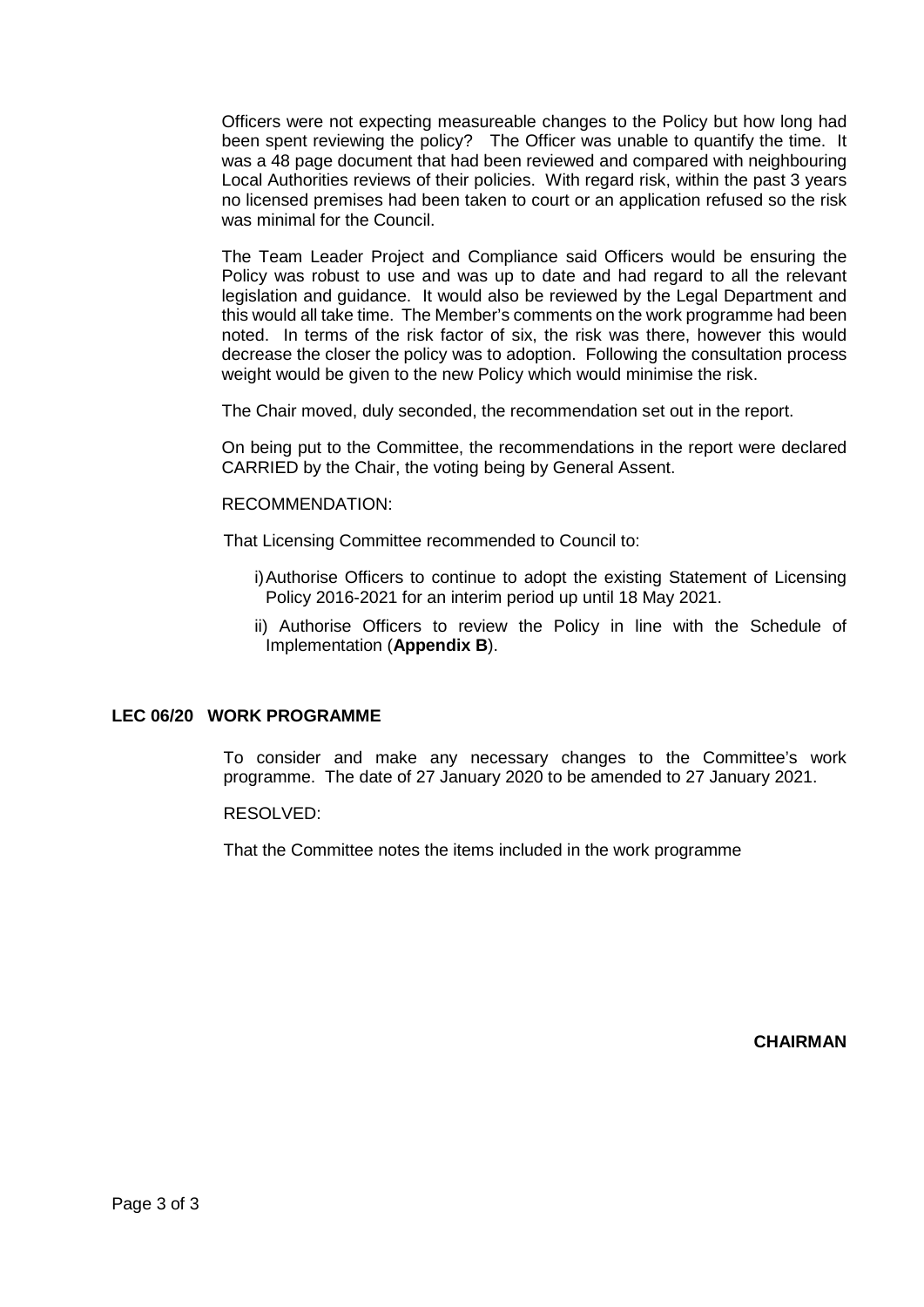Officers were not expecting measureable changes to the Policy but how long had been spent reviewing the policy? The Officer was unable to quantify the time. It was a 48 page document that had been reviewed and compared with neighbouring Local Authorities reviews of their policies. With regard risk, within the past 3 years no licensed premises had been taken to court or an application refused so the risk was minimal for the Council.

The Team Leader Project and Compliance said Officers would be ensuring the Policy was robust to use and was up to date and had regard to all the relevant legislation and guidance. It would also be reviewed by the Legal Department and this would all take time. The Member's comments on the work programme had been noted. In terms of the risk factor of six, the risk was there, however this would decrease the closer the policy was to adoption. Following the consultation process weight would be given to the new Policy which would minimise the risk.

The Chair moved, duly seconded, the recommendation set out in the report.

On being put to the Committee, the recommendations in the report were declared CARRIED by the Chair, the voting being by General Assent.

RECOMMENDATION:

That Licensing Committee recommended to Council to:

i) Authorise Officers to continue to adopt the existing Statement of Licensing Policy 2016-2021 for an interim period up until 18 May 2021.

ii) Authorise Officers to review the Policy in line with the Schedule of Implementation (**Appendix B**).

## LEC 06/20 WORK PROGRAMME

To consider and make any necessary changes to the Committee's work programme. The date of 27 January 2020 to be amended to 27 January 2021.

RESOLVED:

That the Committee notes the items included in the work programme

**CHAIRMAN**